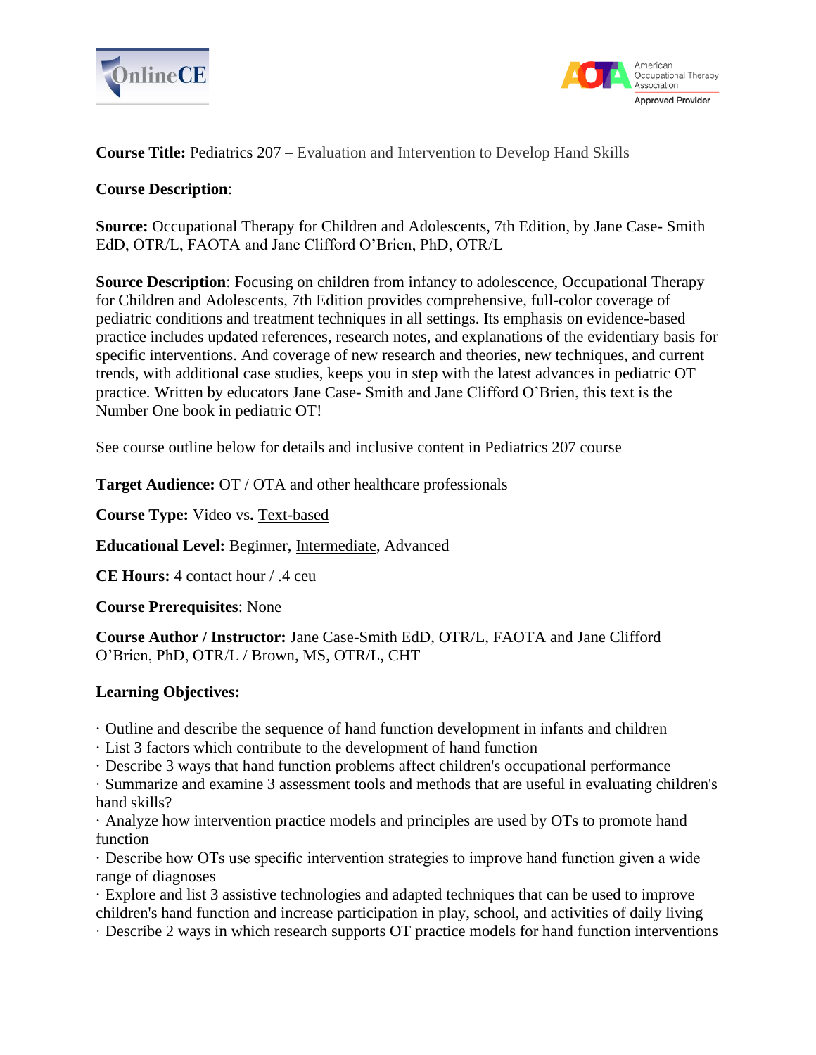**Course Title:** Pediatrics 207 – Evaluation and Intervention to Develop Hand Skills

**Course Description**:

**Source:** Occupational Therapy for Children and Adolescents, 7th Edition, by Jane Case- Smith EdD, OTR/L, FAOTA and Jane Clifford O'Brien, PhD, OTR/L

**Source Description**: Focusing on children from infancy to adolescence, Occupational Therapy for Children and Adolescents, 7th Edition provides comprehensive, full-color coverage of pediatric conditions and treatment techniques in all settings. Its emphasis on evidence-based practice includes updated references, research notes, and explanations of the evidentiary basis for specific interventions. And coverage of new research and theories, new techniques, and current trends, with additional case studies, keeps you in step with the latest advances in pediatric OT practice. Written by educators Jane Case- Smith and Jane Clifford O'Brien, this text is the Number One book in pediatric OT!

See course outline below for details and inclusive content in Pediatrics 207 course

**Target Audience:** OT / OTA and other healthcare professionals

**Course Type:** Video vs**.** <u>Text-based</u>

**Educational Level:** Beginner, <u>Intermediate</u>, Advanced

**CE Hours:** 4 contact hour / .4 ceu

**Course Prerequisites**: None

**Course Author / Instructor:** Jane Case-Smith EdD, OTR/L, FAOTA and Jane Clifford O'Brien, PhD, OTR/L / Brown, MS, OTR/L, CHT

**Learning Objectives:**

· Outline and describe the sequence of hand function development in infants and children
· List 3 factors which contribute to the development of hand function
· Describe 3 ways that hand function problems affect children's occupational performance
· Summarize and examine 3 assessment tools and methods that are useful in evaluating children's hand skills?
· Analyze how intervention practice models and principles are used by OTs to promote hand function
· Describe how OTs use specific intervention strategies to improve hand function given a wide range of diagnoses
· Explore and list 3 assistive technologies and adapted techniques that can be used to improve children's hand function and increase participation in play, school, and activities of daily living
· Describe 2 ways in which research supports OT practice models for hand function interventions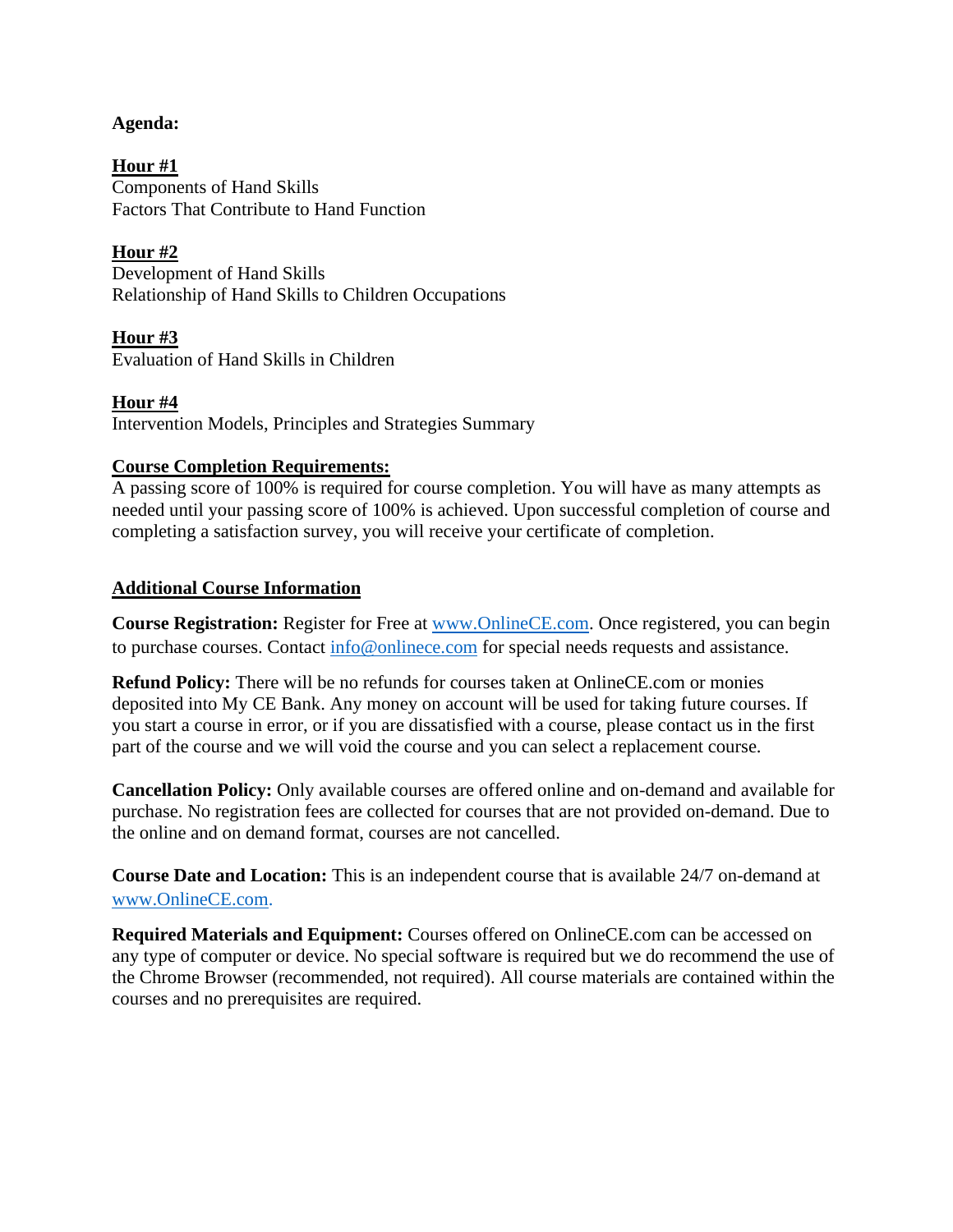**Agenda:**

**Hour #1**

Components of Hand Skills
Factors That Contribute to Hand Function

**Hour #2**

Development of Hand Skills
Relationship of Hand Skills to Children Occupations

**Hour #3**

Evaluation of Hand Skills in Children

**Hour #4**

Intervention Models, Principles and Strategies Summary

**Course Completion Requirements:**

A passing score of 100% is required for course completion. You will have as many attempts as needed until your passing score of 100% is achieved. Upon successful completion of course and completing a satisfaction survey, you will receive your certificate of completion.

**Additional Course Information**

**Course Registration:** Register for Free at www.OnlineCE.com. Once registered, you can begin to purchase courses. Contact info@onlinece.com for special needs requests and assistance.

**Refund Policy:** There will be no refunds for courses taken at OnlineCE.com or monies deposited into My CE Bank. Any money on account will be used for taking future courses. If you start a course in error, or if you are dissatisfied with a course, please contact us in the first part of the course and we will void the course and you can select a replacement course.

**Cancellation Policy:** Only available courses are offered online and on-demand and available for purchase. No registration fees are collected for courses that are not provided on-demand. Due to the online and on demand format, courses are not cancelled.

**Course Date and Location:** This is an independent course that is available 24/7 on-demand at www.OnlineCE.com.

**Required Materials and Equipment:** Courses offered on OnlineCE.com can be accessed on any type of computer or device. No special software is required but we do recommend the use of the Chrome Browser (recommended, not required). All course materials are contained within the courses and no prerequisites are required.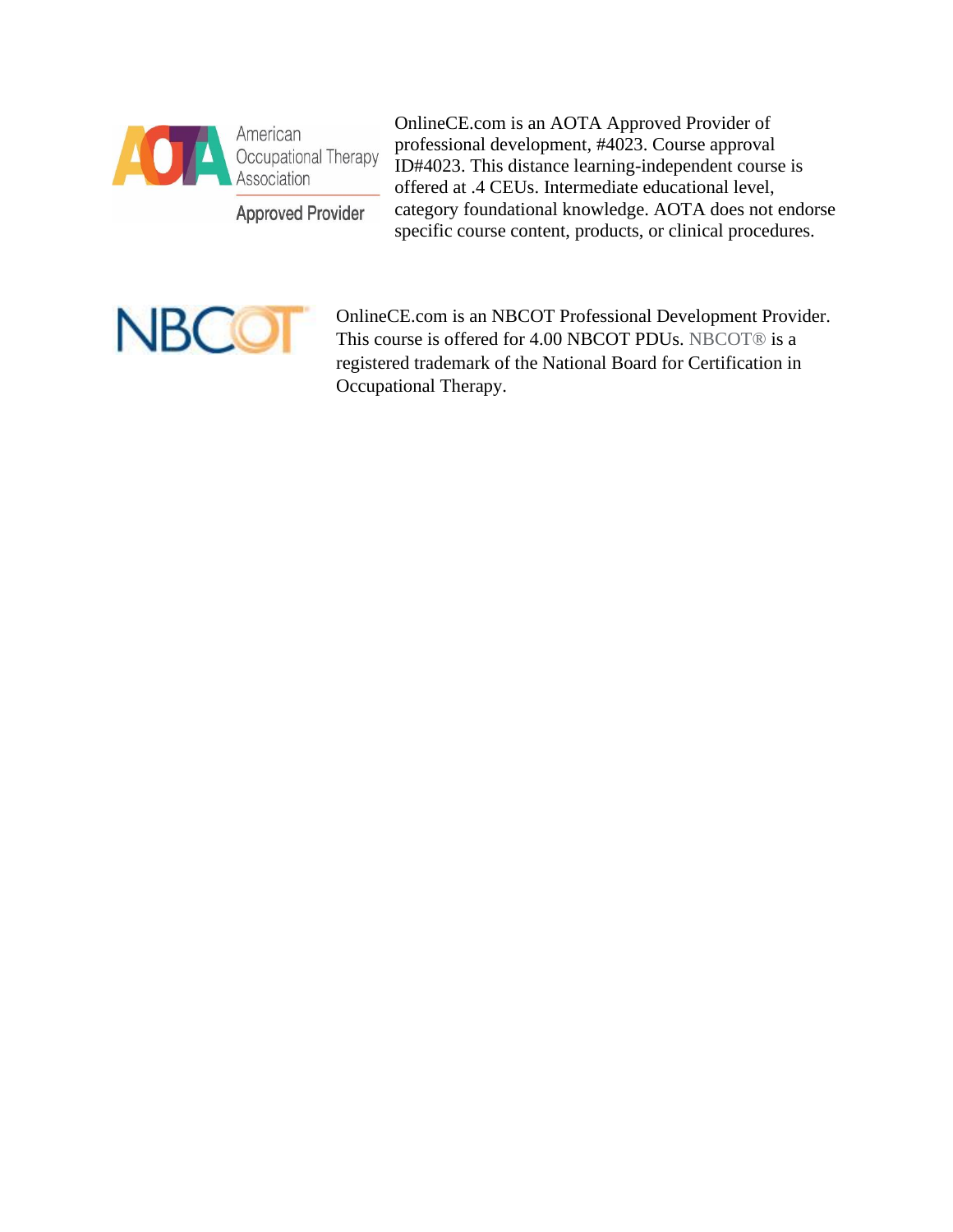OnlineCE.com is an AOTA Approved Provider of professional development, #4023. Course approval ID#4023. This distance learning-independent course is offered at .4 CEUs. Intermediate educational level, category foundational knowledge. AOTA does not endorse specific course content, products, or clinical procedures.

OnlineCE.com is an NBCOT Professional Development Provider. This course is offered for 4.00 NBCOT PDUs. NBCOT® is a registered trademark of the National Board for Certification in Occupational Therapy.